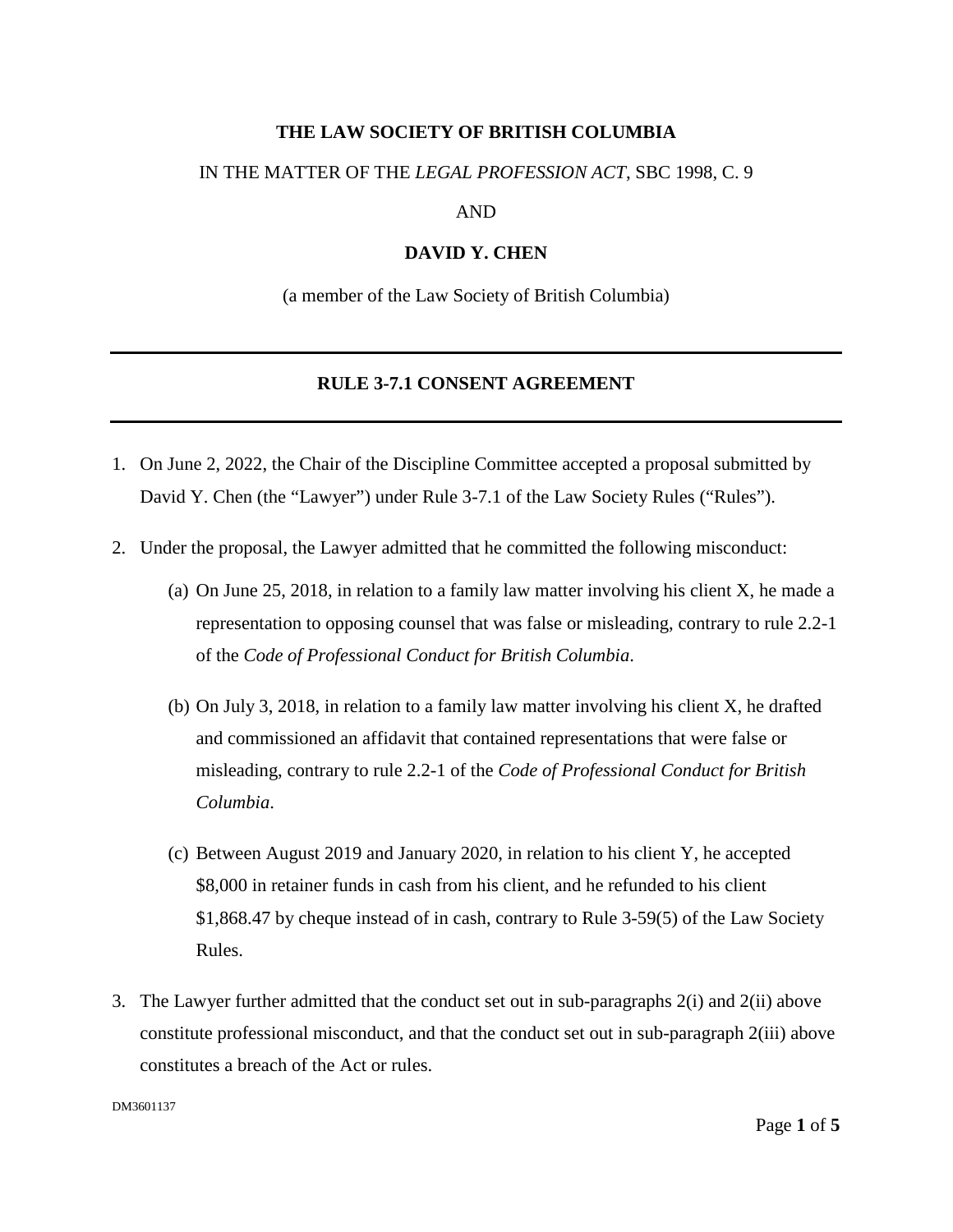**THE LAW SOCIETY OF BRITISH COLUMBIA**

IN THE MATTER OF THE *LEGAL PROFESSION ACT*, SBC 1998, C. 9

AND

**DAVID Y. CHEN**

(a member of the Law Society of British Columbia)

---

## RULE 3-7.1 CONSENT AGREEMENT

---

1. On June 2, 2022, the Chair of the Discipline Committee accepted a proposal submitted by David Y. Chen (the "Lawyer") under Rule 3-7.1 of the Law Society Rules ("Rules").

2. Under the proposal, the Lawyer admitted that he committed the following misconduct:

   (a) On June 25, 2018, in relation to a family law matter involving his client X, he made a representation to opposing counsel that was false or misleading, contrary to rule 2.2-1 of the *Code of Professional Conduct for British Columbia*.

   (b) On July 3, 2018, in relation to a family law matter involving his client X, he drafted and commissioned an affidavit that contained representations that were false or misleading, contrary to rule 2.2-1 of the *Code of Professional Conduct for British Columbia*.

   (c) Between August 2019 and January 2020, in relation to his client Y, he accepted $8,000 in retainer funds in cash from his client, and he refunded to his client $1,868.47 by cheque instead of in cash, contrary to Rule 3-59(5) of the Law Society Rules.

3. The Lawyer further admitted that the conduct set out in sub-paragraphs 2(i) and 2(ii) above constitute professional misconduct, and that the conduct set out in sub-paragraph 2(iii) above constitutes a breach of the Act or rules.

DM3601137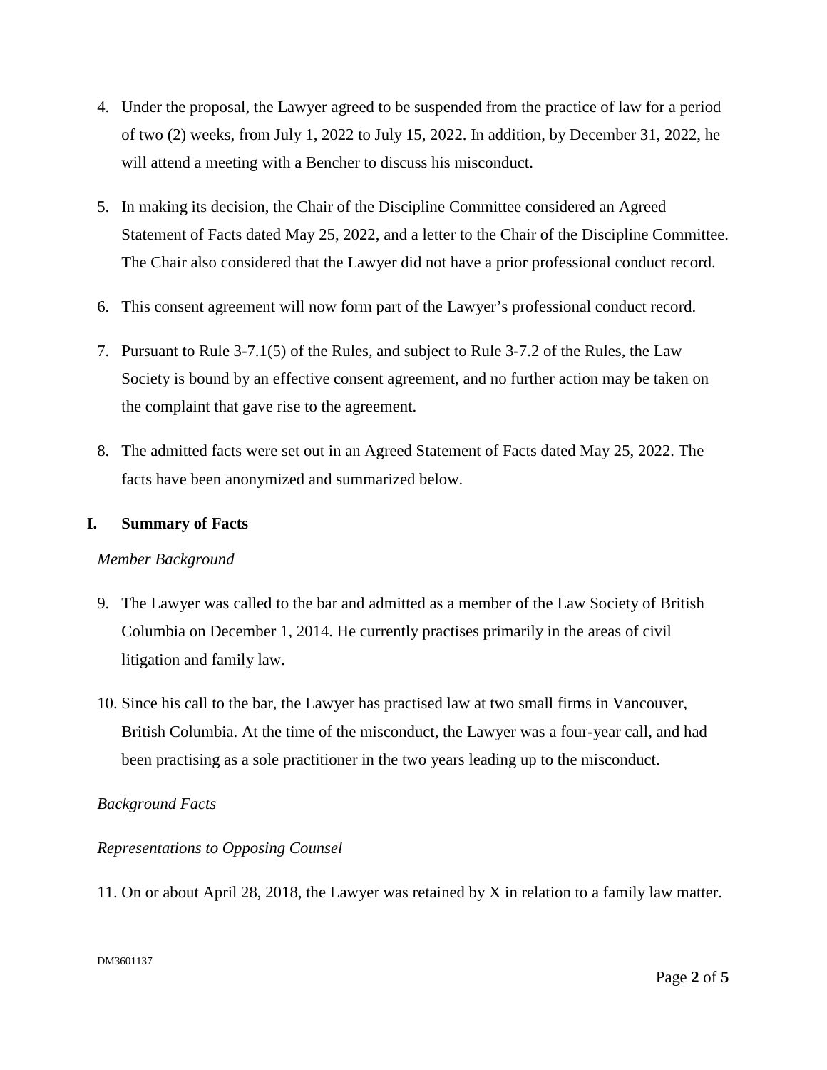4. Under the proposal, the Lawyer agreed to be suspended from the practice of law for a period of two (2) weeks, from July 1, 2022 to July 15, 2022. In addition, by December 31, 2022, he will attend a meeting with a Bencher to discuss his misconduct.

5. In making its decision, the Chair of the Discipline Committee considered an Agreed Statement of Facts dated May 25, 2022, and a letter to the Chair of the Discipline Committee. The Chair also considered that the Lawyer did not have a prior professional conduct record.

6. This consent agreement will now form part of the Lawyer's professional conduct record.

7. Pursuant to Rule 3-7.1(5) of the Rules, and subject to Rule 3-7.2 of the Rules, the Law Society is bound by an effective consent agreement, and no further action may be taken on the complaint that gave rise to the agreement.

8. The admitted facts were set out in an Agreed Statement of Facts dated May 25, 2022. The facts have been anonymized and summarized below.

## I. Summary of Facts

*Member Background*

9. The Lawyer was called to the bar and admitted as a member of the Law Society of British Columbia on December 1, 2014. He currently practises primarily in the areas of civil litigation and family law.

10. Since his call to the bar, the Lawyer has practised law at two small firms in Vancouver, British Columbia. At the time of the misconduct, the Lawyer was a four-year call, and had been practising as a sole practitioner in the two years leading up to the misconduct.

*Background Facts*

*Representations to Opposing Counsel*

11. On or about April 28, 2018, the Lawyer was retained by X in relation to a family law matter.

DM3601137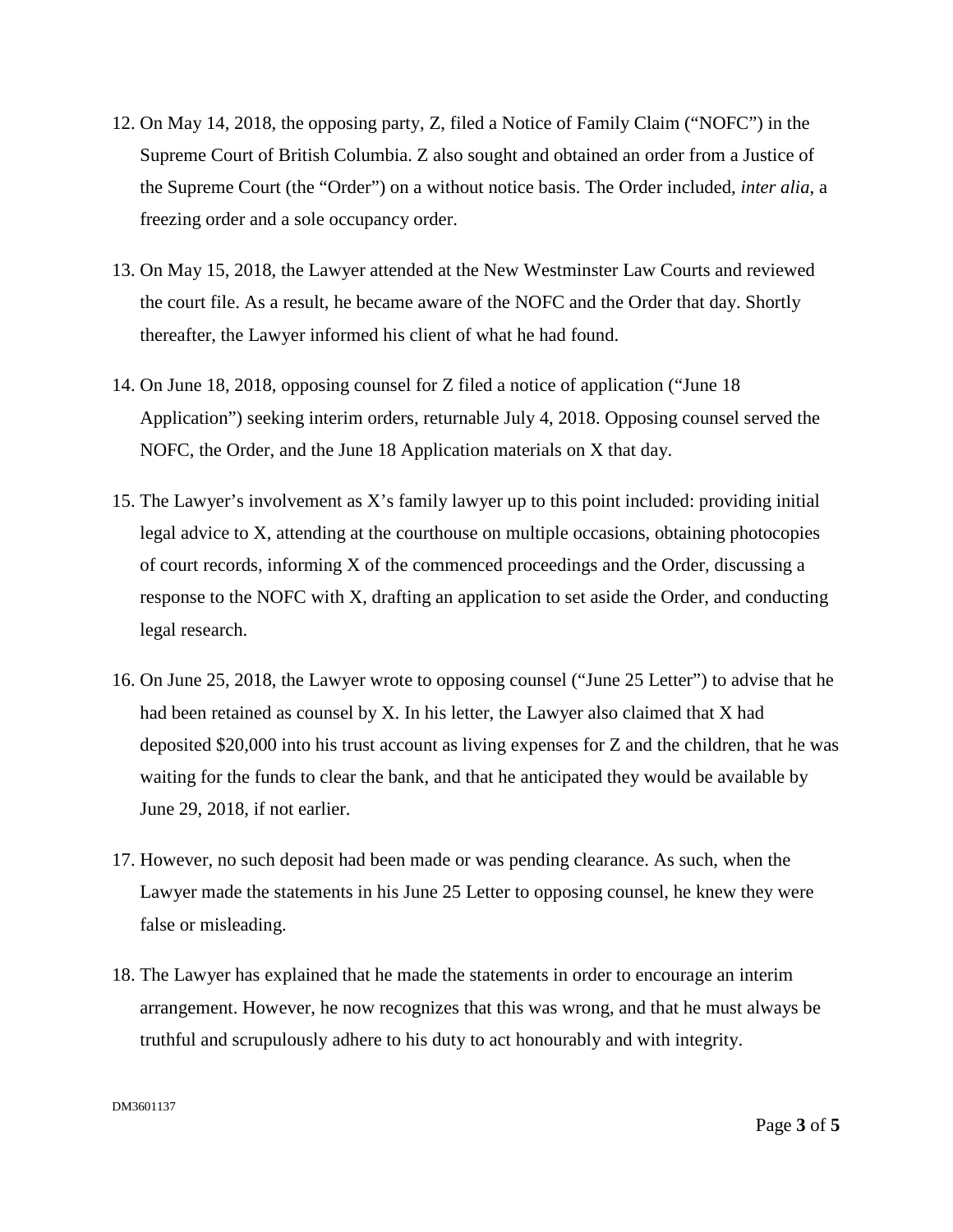12. On May 14, 2018, the opposing party, Z, filed a Notice of Family Claim ("NOFC") in the Supreme Court of British Columbia. Z also sought and obtained an order from a Justice of the Supreme Court (the "Order") on a without notice basis. The Order included, *inter alia*, a freezing order and a sole occupancy order.

13. On May 15, 2018, the Lawyer attended at the New Westminster Law Courts and reviewed the court file. As a result, he became aware of the NOFC and the Order that day. Shortly thereafter, the Lawyer informed his client of what he had found.

14. On June 18, 2018, opposing counsel for Z filed a notice of application ("June 18 Application") seeking interim orders, returnable July 4, 2018. Opposing counsel served the NOFC, the Order, and the June 18 Application materials on X that day.

15. The Lawyer's involvement as X's family lawyer up to this point included: providing initial legal advice to X, attending at the courthouse on multiple occasions, obtaining photocopies of court records, informing X of the commenced proceedings and the Order, discussing a response to the NOFC with X, drafting an application to set aside the Order, and conducting legal research.

16. On June 25, 2018, the Lawyer wrote to opposing counsel ("June 25 Letter") to advise that he had been retained as counsel by X. In his letter, the Lawyer also claimed that X had deposited $20,000 into his trust account as living expenses for Z and the children, that he was waiting for the funds to clear the bank, and that he anticipated they would be available by June 29, 2018, if not earlier.

17. However, no such deposit had been made or was pending clearance. As such, when the Lawyer made the statements in his June 25 Letter to opposing counsel, he knew they were false or misleading.

18. The Lawyer has explained that he made the statements in order to encourage an interim arrangement. However, he now recognizes that this was wrong, and that he must always be truthful and scrupulously adhere to his duty to act honourably and with integrity.

DM3601137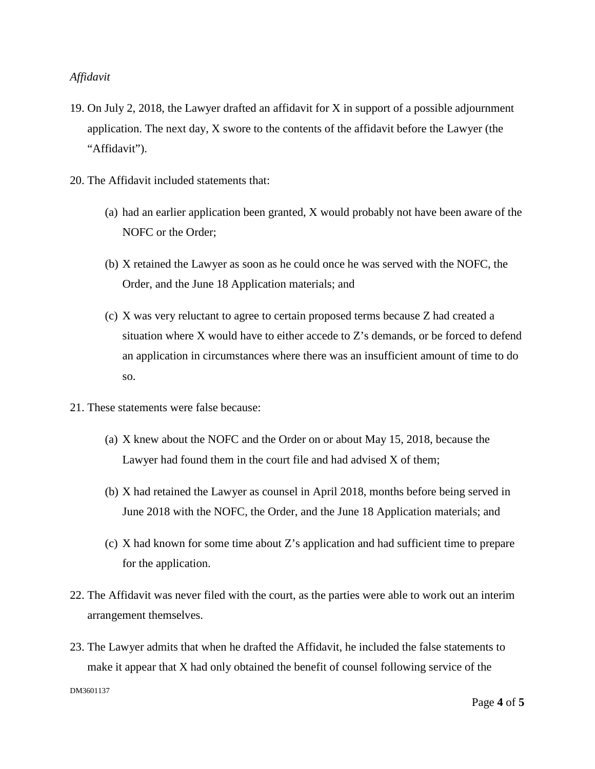*Affidavit*

19. On July 2, 2018, the Lawyer drafted an affidavit for X in support of a possible adjournment application. The next day, X swore to the contents of the affidavit before the Lawyer (the "Affidavit").

20. The Affidavit included statements that:

    (a) had an earlier application been granted, X would probably not have been aware of the NOFC or the Order;

    (b) X retained the Lawyer as soon as he could once he was served with the NOFC, the Order, and the June 18 Application materials; and

    (c) X was very reluctant to agree to certain proposed terms because Z had created a situation where X would have to either accede to Z's demands, or be forced to defend an application in circumstances where there was an insufficient amount of time to do so.

21. These statements were false because:

    (a) X knew about the NOFC and the Order on or about May 15, 2018, because the Lawyer had found them in the court file and had advised X of them;

    (b) X had retained the Lawyer as counsel in April 2018, months before being served in June 2018 with the NOFC, the Order, and the June 18 Application materials; and

    (c) X had known for some time about Z's application and had sufficient time to prepare for the application.

22. The Affidavit was never filed with the court, as the parties were able to work out an interim arrangement themselves.

23. The Lawyer admits that when he drafted the Affidavit, he included the false statements to make it appear that X had only obtained the benefit of counsel following service of the

DM3601137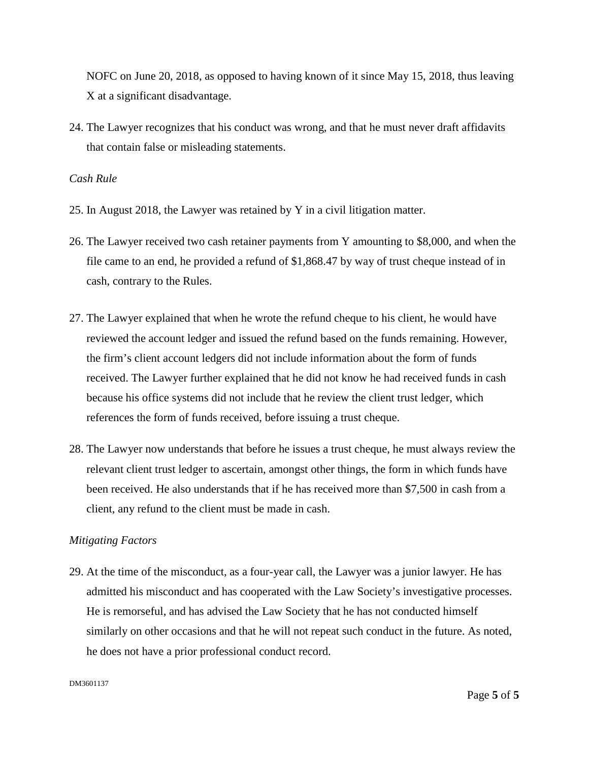NOFC on June 20, 2018, as opposed to having known of it since May 15, 2018, thus leaving X at a significant disadvantage.

24. The Lawyer recognizes that his conduct was wrong, and that he must never draft affidavits that contain false or misleading statements.

*Cash Rule*

25. In August 2018, the Lawyer was retained by Y in a civil litigation matter.

26. The Lawyer received two cash retainer payments from Y amounting to $8,000, and when the file came to an end, he provided a refund of $1,868.47 by way of trust cheque instead of in cash, contrary to the Rules.

27. The Lawyer explained that when he wrote the refund cheque to his client, he would have reviewed the account ledger and issued the refund based on the funds remaining. However, the firm's client account ledgers did not include information about the form of funds received. The Lawyer further explained that he did not know he had received funds in cash because his office systems did not include that he review the client trust ledger, which references the form of funds received, before issuing a trust cheque.

28. The Lawyer now understands that before he issues a trust cheque, he must always review the relevant client trust ledger to ascertain, amongst other things, the form in which funds have been received. He also understands that if he has received more than $7,500 in cash from a client, any refund to the client must be made in cash.

*Mitigating Factors*

29. At the time of the misconduct, as a four-year call, the Lawyer was a junior lawyer. He has admitted his misconduct and has cooperated with the Law Society's investigative processes. He is remorseful, and has advised the Law Society that he has not conducted himself similarly on other occasions and that he will not repeat such conduct in the future. As noted, he does not have a prior professional conduct record.

DM3601137